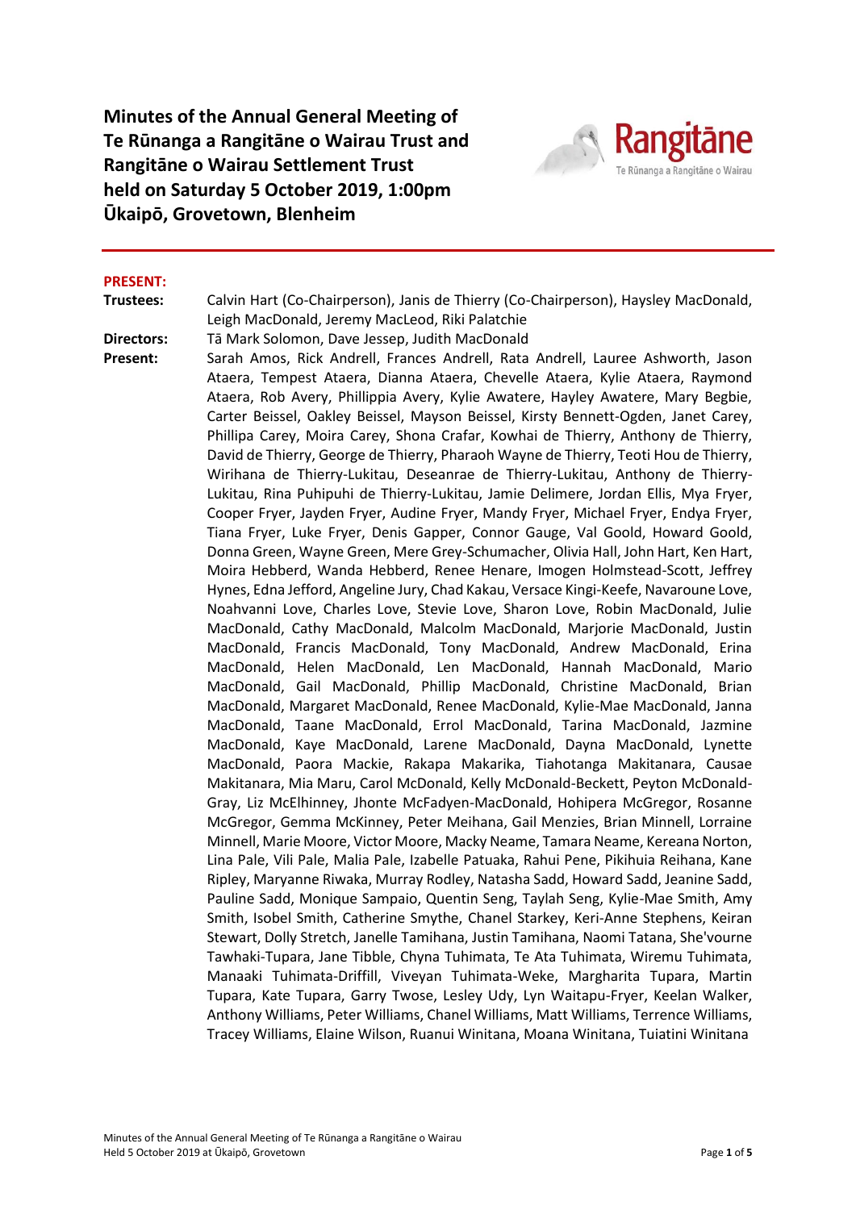**Minutes of the Annual General Meeting of Te Rūnanga a Rangitāne o Wairau Trust and Rangitāne o Wairau Settlement Trust held on Saturday 5 October 2019, 1:00pm Ūkaipō, Grovetown, Blenheim**

**PRESENT:**

**Trustees:** Calvin Hart (Co-Chairperson), Janis de Thierry (Co-Chairperson), Haysley MacDonald, Leigh MacDonald, Jeremy MacLeod, Riki Palatchie

**Directors:** Tā Mark Solomon, Dave Jessep, Judith MacDonald

**Present:** Sarah Amos, Rick Andrell, Frances Andrell, Rata Andrell, Lauree Ashworth, Jason Ataera, Tempest Ataera, Dianna Ataera, Chevelle Ataera, Kylie Ataera, Raymond Ataera, Rob Avery, Phillippia Avery, Kylie Awatere, Hayley Awatere, Mary Begbie, Carter Beissel, Oakley Beissel, Mayson Beissel, Kirsty Bennett-Ogden, Janet Carey, Phillipa Carey, Moira Carey, Shona Crafar, Kowhai de Thierry, Anthony de Thierry, David de Thierry, George de Thierry, Pharaoh Wayne de Thierry, Teoti Hou de Thierry, Wirihana de Thierry-Lukitau, Deseanrae de Thierry-Lukitau, Anthony de Thierry-Lukitau, Rina Puhipuhi de Thierry-Lukitau, Jamie Delimere, Jordan Ellis, Mya Fryer, Cooper Fryer, Jayden Fryer, Audine Fryer, Mandy Fryer, Michael Fryer, Endya Fryer, Tiana Fryer, Luke Fryer, Denis Gapper, Connor Gauge, Val Goold, Howard Goold, Donna Green, Wayne Green, Mere Grey-Schumacher, Olivia Hall, John Hart, Ken Hart, Moira Hebberd, Wanda Hebberd, Renee Henare, Imogen Holmstead-Scott, Jeffrey Hynes, Edna Jefford, Angeline Jury, Chad Kakau, Versace Kingi-Keefe, Navaroune Love, Noahvanni Love, Charles Love, Stevie Love, Sharon Love, Robin MacDonald, Julie MacDonald, Cathy MacDonald, Malcolm MacDonald, Marjorie MacDonald, Justin MacDonald, Francis MacDonald, Tony MacDonald, Andrew MacDonald, Erina MacDonald, Helen MacDonald, Len MacDonald, Hannah MacDonald, Mario MacDonald, Gail MacDonald, Phillip MacDonald, Christine MacDonald, Brian MacDonald, Margaret MacDonald, Renee MacDonald, Kylie-Mae MacDonald, Janna MacDonald, Taane MacDonald, Errol MacDonald, Tarina MacDonald, Jazmine MacDonald, Kaye MacDonald, Larene MacDonald, Dayna MacDonald, Lynette MacDonald, Paora Mackie, Rakapa Makarika, Tiahotanga Makitanara, Causae Makitanara, Mia Maru, Carol McDonald, Kelly McDonald-Beckett, Peyton McDonald-Gray, Liz McElhinney, Jhonte McFadyen-MacDonald, Hohipera McGregor, Rosanne McGregor, Gemma McKinney, Peter Meihana, Gail Menzies, Brian Minnell, Lorraine Minnell, Marie Moore, Victor Moore, Macky Neame, Tamara Neame, Kereana Norton, Lina Pale, Vili Pale, Malia Pale, Izabelle Patuaka, Rahui Pene, Pikihuia Reihana, Kane Ripley, Maryanne Riwaka, Murray Rodley, Natasha Sadd, Howard Sadd, Jeanine Sadd, Pauline Sadd, Monique Sampaio, Quentin Seng, Taylah Seng, Kylie-Mae Smith, Amy Smith, Isobel Smith, Catherine Smythe, Chanel Starkey, Keri-Anne Stephens, Keiran Stewart, Dolly Stretch, Janelle Tamihana, Justin Tamihana, Naomi Tatana, She'vourne Tawhaki-Tupara, Jane Tibble, Chyna Tuhimata, Te Ata Tuhimata, Wiremu Tuhimata, Manaaki Tuhimata-Driffill, Viveyan Tuhimata-Weke, Margharita Tupara, Martin Tupara, Kate Tupara, Garry Twose, Lesley Udy, Lyn Waitapu-Fryer, Keelan Walker, Anthony Williams, Peter Williams, Chanel Williams, Matt Williams, Terrence Williams, Tracey Williams, Elaine Wilson, Ruanui Winitana, Moana Winitana, Tuiatini Winitana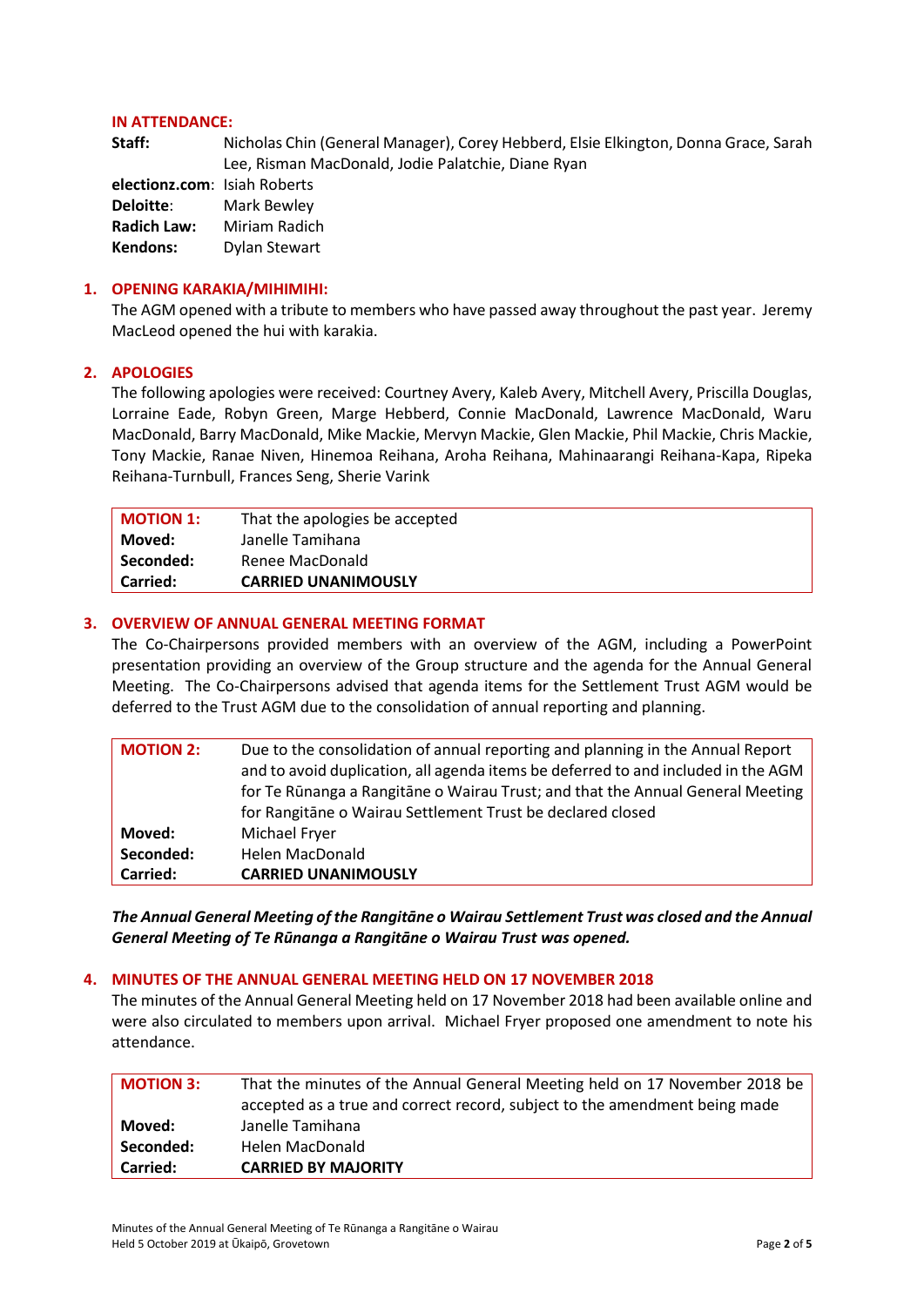**IN ATTENDANCE:**

| | |
|---|---|
| **Staff:** | Nicholas Chin (General Manager), Corey Hebberd, Elsie Elkington, Donna Grace, Sarah Lee, Risman MacDonald, Jodie Palatchie, Diane Ryan |
| **electionz.com**: | Isiah Roberts |
| **Deloitte**: | Mark Bewley |
| **Radich Law:** | Miriam Radich |
| **Kendons:** | Dylan Stewart |

## 1. OPENING KARAKIA/MIHIMIHI:

The AGM opened with a tribute to members who have passed away throughout the past year. Jeremy MacLeod opened the hui with karakia.

## 2. APOLOGIES

The following apologies were received: Courtney Avery, Kaleb Avery, Mitchell Avery, Priscilla Douglas, Lorraine Eade, Robyn Green, Marge Hebberd, Connie MacDonald, Lawrence MacDonald, Waru MacDonald, Barry MacDonald, Mike Mackie, Mervyn Mackie, Glen Mackie, Phil Mackie, Chris Mackie, Tony Mackie, Ranae Niven, Hinemoa Reihana, Aroha Reihana, Mahinaarangi Reihana-Kapa, Ripeka Reihana-Turnbull, Frances Seng, Sherie Varink

| **MOTION 1:** | That the apologies be accepted |
|---|---|
| **Moved:** | Janelle Tamihana |
| **Seconded:** | Renee MacDonald |
| **Carried:** | **CARRIED UNANIMOUSLY** |

## 3. OVERVIEW OF ANNUAL GENERAL MEETING FORMAT

The Co-Chairpersons provided members with an overview of the AGM, including a PowerPoint presentation providing an overview of the Group structure and the agenda for the Annual General Meeting. The Co-Chairpersons advised that agenda items for the Settlement Trust AGM would be deferred to the Trust AGM due to the consolidation of annual reporting and planning.

| **MOTION 2:** | Due to the consolidation of annual reporting and planning in the Annual Report and to avoid duplication, all agenda items be deferred to and included in the AGM for Te Rūnanga a Rangitāne o Wairau Trust; and that the Annual General Meeting for Rangitāne o Wairau Settlement Trust be declared closed |
|---|---|
| **Moved:** | Michael Fryer |
| **Seconded:** | Helen MacDonald |
| **Carried:** | **CARRIED UNANIMOUSLY** |

***The Annual General Meeting of the Rangitāne o Wairau Settlement Trust was closed and the Annual General Meeting of Te Rūnanga a Rangitāne o Wairau Trust was opened.***

## 4. MINUTES OF THE ANNUAL GENERAL MEETING HELD ON 17 NOVEMBER 2018

The minutes of the Annual General Meeting held on 17 November 2018 had been available online and were also circulated to members upon arrival. Michael Fryer proposed one amendment to note his attendance.

| **MOTION 3:** | That the minutes of the Annual General Meeting held on 17 November 2018 be accepted as a true and correct record, subject to the amendment being made |
|---|---|
| **Moved:** | Janelle Tamihana |
| **Seconded:** | Helen MacDonald |
| **Carried:** | **CARRIED BY MAJORITY** |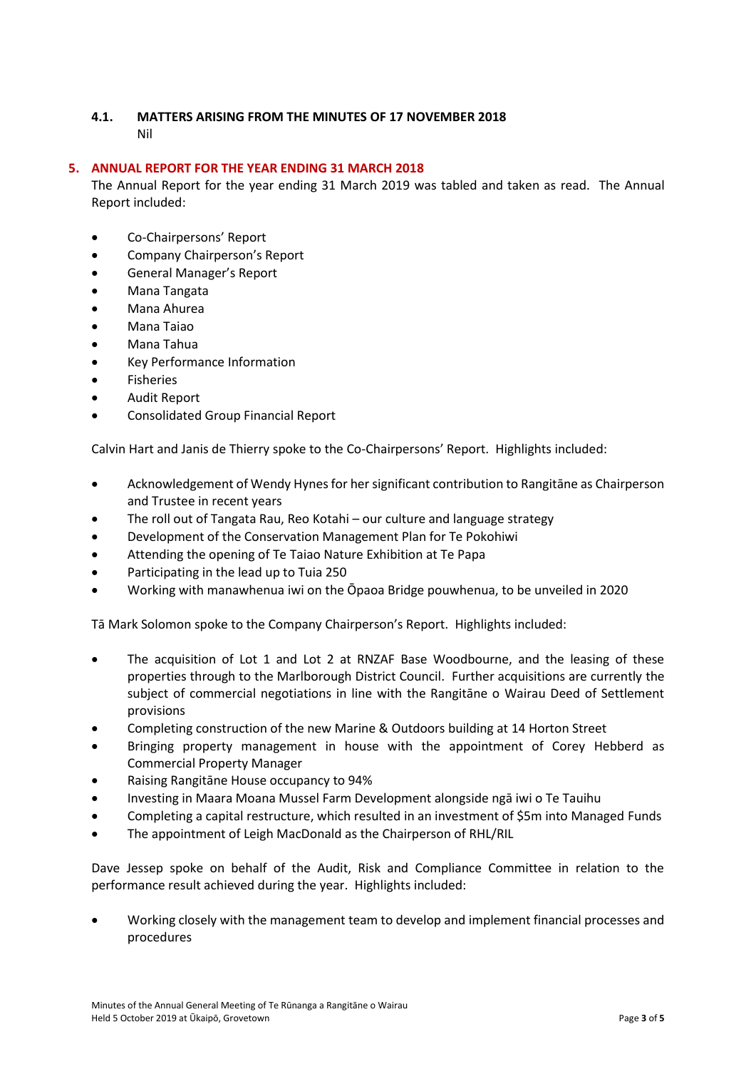### 4.1. MATTERS ARISING FROM THE MINUTES OF 17 NOVEMBER 2018

Nil

## 5. ANNUAL REPORT FOR THE YEAR ENDING 31 MARCH 2018

The Annual Report for the year ending 31 March 2019 was tabled and taken as read. The Annual Report included:

- Co-Chairpersons' Report
- Company Chairperson's Report
- General Manager's Report
- Mana Tangata
- Mana Ahurea
- Mana Taiao
- Mana Tahua
- Key Performance Information
- Fisheries
- Audit Report
- Consolidated Group Financial Report

Calvin Hart and Janis de Thierry spoke to the Co-Chairpersons' Report. Highlights included:

- Acknowledgement of Wendy Hynes for her significant contribution to Rangitāne as Chairperson and Trustee in recent years
- The roll out of Tangata Rau, Reo Kotahi – our culture and language strategy
- Development of the Conservation Management Plan for Te Pokohiwi
- Attending the opening of Te Taiao Nature Exhibition at Te Papa
- Participating in the lead up to Tuia 250
- Working with manawhenua iwi on the Ōpaoa Bridge pouwhenua, to be unveiled in 2020

Tā Mark Solomon spoke to the Company Chairperson's Report. Highlights included:

- The acquisition of Lot 1 and Lot 2 at RNZAF Base Woodbourne, and the leasing of these properties through to the Marlborough District Council. Further acquisitions are currently the subject of commercial negotiations in line with the Rangitāne o Wairau Deed of Settlement provisions
- Completing construction of the new Marine & Outdoors building at 14 Horton Street
- Bringing property management in house with the appointment of Corey Hebberd as Commercial Property Manager
- Raising Rangitāne House occupancy to 94%
- Investing in Maara Moana Mussel Farm Development alongside ngā iwi o Te Tauihu
- Completing a capital restructure, which resulted in an investment of $5m into Managed Funds
- The appointment of Leigh MacDonald as the Chairperson of RHL/RIL

Dave Jessep spoke on behalf of the Audit, Risk and Compliance Committee in relation to the performance result achieved during the year. Highlights included:

- Working closely with the management team to develop and implement financial processes and procedures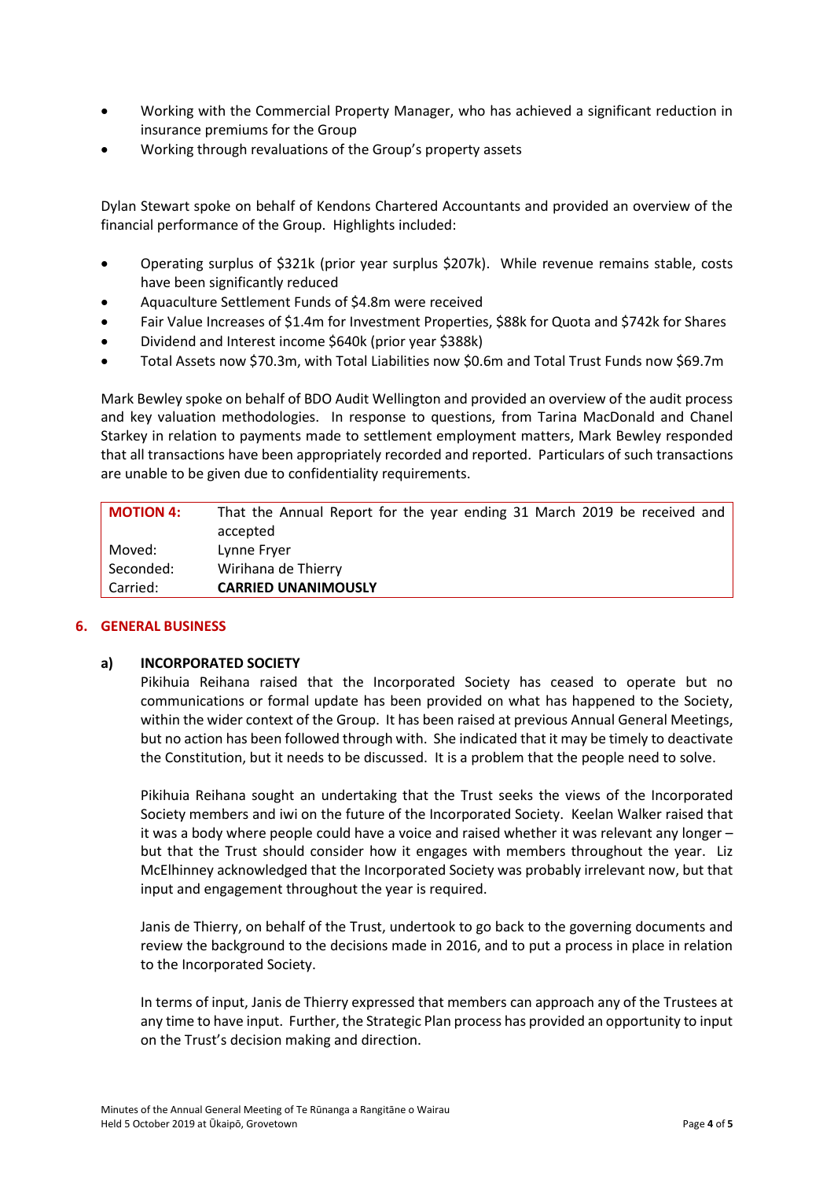- Working with the Commercial Property Manager, who has achieved a significant reduction in insurance premiums for the Group
- Working through revaluations of the Group's property assets

Dylan Stewart spoke on behalf of Kendons Chartered Accountants and provided an overview of the financial performance of the Group. Highlights included:

- Operating surplus of $321k (prior year surplus $207k). While revenue remains stable, costs have been significantly reduced
- Aquaculture Settlement Funds of $4.8m were received
- Fair Value Increases of $1.4m for Investment Properties, $88k for Quota and $742k for Shares
- Dividend and Interest income $640k (prior year $388k)
- Total Assets now $70.3m, with Total Liabilities now $0.6m and Total Trust Funds now $69.7m

Mark Bewley spoke on behalf of BDO Audit Wellington and provided an overview of the audit process and key valuation methodologies. In response to questions, from Tarina MacDonald and Chanel Starkey in relation to payments made to settlement employment matters, Mark Bewley responded that all transactions have been appropriately recorded and reported. Particulars of such transactions are unable to be given due to confidentiality requirements.

| **MOTION 4:** | That the Annual Report for the year ending 31 March 2019 be received and accepted |
|---|---|
| Moved: | Lynne Fryer |
| Seconded: | Wirihana de Thierry |
| Carried: | **CARRIED UNANIMOUSLY** |

## 6. GENERAL BUSINESS

### a) INCORPORATED SOCIETY

Pikihuia Reihana raised that the Incorporated Society has ceased to operate but no communications or formal update has been provided on what has happened to the Society, within the wider context of the Group. It has been raised at previous Annual General Meetings, but no action has been followed through with. She indicated that it may be timely to deactivate the Constitution, but it needs to be discussed. It is a problem that the people need to solve.

Pikihuia Reihana sought an undertaking that the Trust seeks the views of the Incorporated Society members and iwi on the future of the Incorporated Society. Keelan Walker raised that it was a body where people could have a voice and raised whether it was relevant any longer – but that the Trust should consider how it engages with members throughout the year. Liz McElhinney acknowledged that the Incorporated Society was probably irrelevant now, but that input and engagement throughout the year is required.

Janis de Thierry, on behalf of the Trust, undertook to go back to the governing documents and review the background to the decisions made in 2016, and to put a process in place in relation to the Incorporated Society.

In terms of input, Janis de Thierry expressed that members can approach any of the Trustees at any time to have input. Further, the Strategic Plan process has provided an opportunity to input on the Trust's decision making and direction.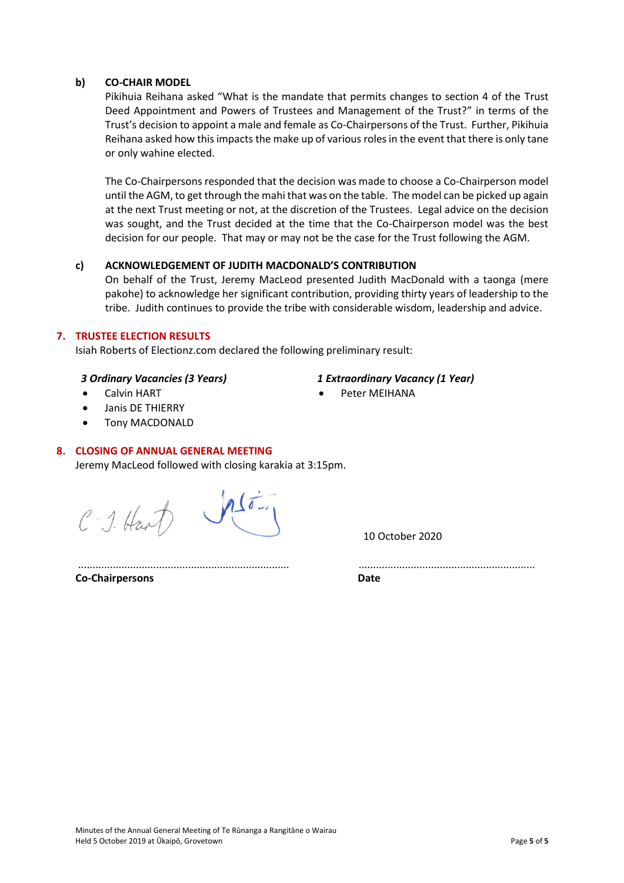**b) CO-CHAIR MODEL**

Pikihuia Reihana asked "What is the mandate that permits changes to section 4 of the Trust Deed Appointment and Powers of Trustees and Management of the Trust?" in terms of the Trust's decision to appoint a male and female as Co-Chairpersons of the Trust. Further, Pikihuia Reihana asked how this impacts the make up of various roles in the event that there is only tane or only wahine elected.

The Co-Chairpersons responded that the decision was made to choose a Co-Chairperson model until the AGM, to get through the mahi that was on the table. The model can be picked up again at the next Trust meeting or not, at the discretion of the Trustees. Legal advice on the decision was sought, and the Trust decided at the time that the Co-Chairperson model was the best decision for our people. That may or may not be the case for the Trust following the AGM.

**c) ACKNOWLEDGEMENT OF JUDITH MACDONALD'S CONTRIBUTION**

On behalf of the Trust, Jeremy MacLeod presented Judith MacDonald with a taonga (mere pakohe) to acknowledge her significant contribution, providing thirty years of leadership to the tribe. Judith continues to provide the tribe with considerable wisdom, leadership and advice.

## 7. TRUSTEE ELECTION RESULTS

Isiah Roberts of Electionz.com declared the following preliminary result:

***3 Ordinary Vacancies (3 Years)***

- Calvin HART
- Janis DE THIERRY
- Tony MACDONALD

***1 Extraordinary Vacancy (1 Year)***

- Peter MEIHANA

## 8. CLOSING OF ANNUAL GENERAL MEETING

Jeremy MacLeod followed with closing karakia at 3:15pm.

C. J. Hart

..........................................................................
**Co-Chairpersons**

10 October 2020

..............................................................
**Date**

Minutes of the Annual General Meeting of Te Rūnanga a Rangitāne o Wairau
Held 5 October 2019 at Ūkaipō, Grovetown